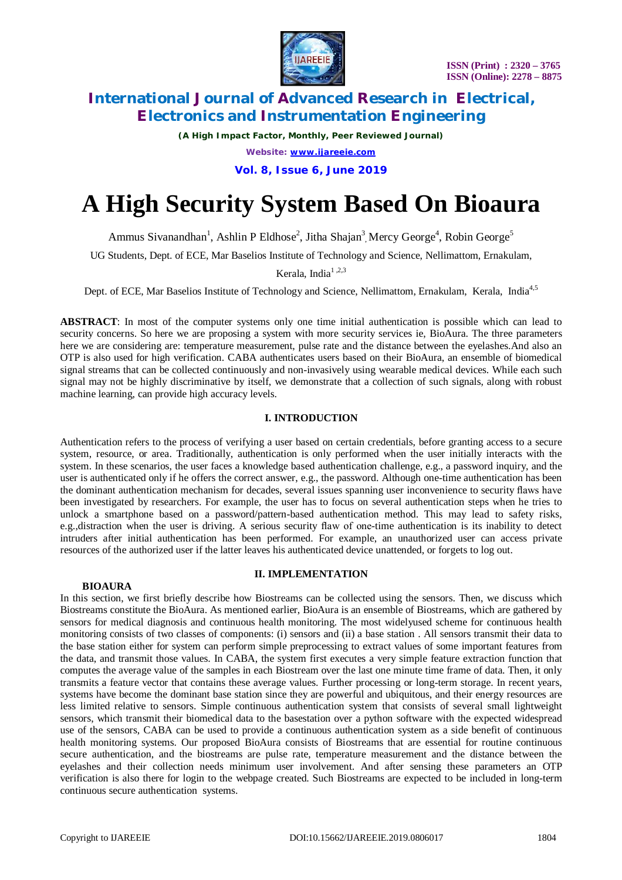# A High Security System Based On Bioaura

Ammus Sivanandhan[1], Ashlin P Eldhose[2], Jitha Shajan[3], Mercy George[4], Robin George[5]

UG Students, Dept. of ECE, Mar Baselios Institute of Technology and Science, Nellimattom, Ernakulam, Kerala, India[1,2,3]

Dept. of ECE, Mar Baselios Institute of Technology and Science, Nellimattom, Ernakulam, Kerala, India[4,5]

**ABSTRACT**: In most of the computer systems only one time initial authentication is possible which can lead to security concerns. So here we are proposing a system with more security services ie, BioAura. The three parameters here we are considering are: temperature measurement, pulse rate and the distance between the eyelashes.And also an OTP is also used for high verification. CABA authenticates users based on their BioAura, an ensemble of biomedical signal streams that can be collected continuously and non-invasively using wearable medical devices. While each such signal may not be highly discriminative by itself, we demonstrate that a collection of such signals, along with robust machine learning, can provide high accuracy levels.

## I. INTRODUCTION

Authentication refers to the process of verifying a user based on certain credentials, before granting access to a secure system, resource, or area. Traditionally, authentication is only performed when the user initially interacts with the system. In these scenarios, the user faces a knowledge based authentication challenge, e.g., a password inquiry, and the user is authenticated only if he offers the correct answer, e.g., the password. Although one-time authentication has been the dominant authentication mechanism for decades, several issues spanning user inconvenience to security flaws have been investigated by researchers. For example, the user has to focus on several authentication steps when he tries to unlock a smartphone based on a password/pattern-based authentication method. This may lead to safety risks, e.g.,distraction when the user is driving. A serious security flaw of one-time authentication is its inability to detect intruders after initial authentication has been performed. For example, an unauthorized user can access private resources of the authorized user if the latter leaves his authenticated device unattended, or forgets to log out.

## II. IMPLEMENTATION

### BIOAURA

In this section, we first briefly describe how Biostreams can be collected using the sensors. Then, we discuss which Biostreams constitute the BioAura. As mentioned earlier, BioAura is an ensemble of Biostreams, which are gathered by sensors for medical diagnosis and continuous health monitoring. The most widelyused scheme for continuous health monitoring consists of two classes of components: (i) sensors and (ii) a base station . All sensors transmit their data to the base station either for system can perform simple preprocessing to extract values of some important features from the data, and transmit those values. In CABA, the system first executes a very simple feature extraction function that computes the average value of the samples in each Biostream over the last one minute time frame of data. Then, it only transmits a feature vector that contains these average values. Further processing or long-term storage. In recent years, systems have become the dominant base station since they are powerful and ubiquitous, and their energy resources are less limited relative to sensors. Simple continuous authentication system that consists of several small lightweight sensors, which transmit their biomedical data to the basestation over a python software with the expected widespread use of the sensors, CABA can be used to provide a continuous authentication system as a side benefit of continuous health monitoring systems. Our proposed BioAura consists of Biostreams that are essential for routine continuous secure authentication, and the biostreams are pulse rate, temperature measurement and the distance between the eyelashes and their collection needs minimum user involvement. And after sensing these parameters an OTP verification is also there for login to the webpage created. Such Biostreams are expected to be included in long-term continuous secure authentication systems.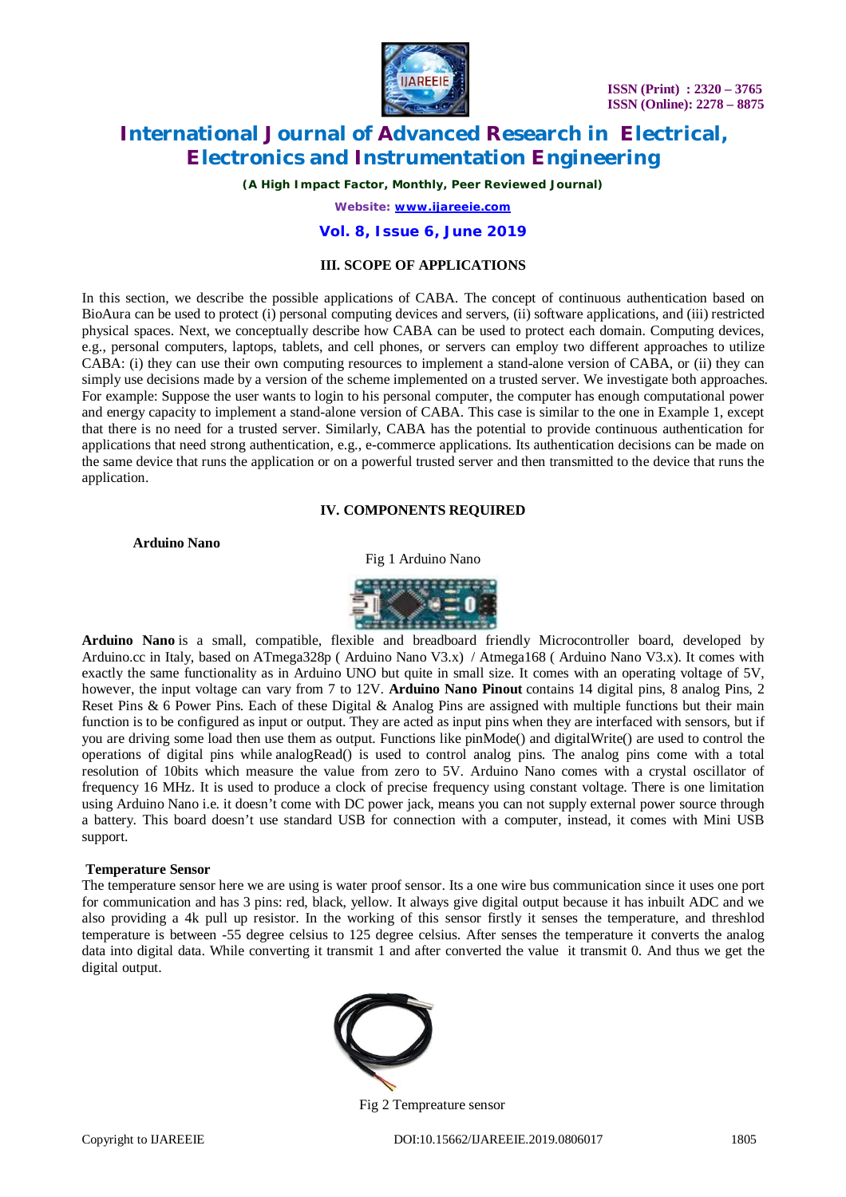## III. SCOPE OF APPLICATIONS

In this section, we describe the possible applications of CABA. The concept of continuous authentication based on BioAura can be used to protect (i) personal computing devices and servers, (ii) software applications, and (iii) restricted physical spaces. Next, we conceptually describe how CABA can be used to protect each domain. Computing devices, e.g., personal computers, laptops, tablets, and cell phones, or servers can employ two different approaches to utilize CABA: (i) they can use their own computing resources to implement a stand-alone version of CABA, or (ii) they can simply use decisions made by a version of the scheme implemented on a trusted server. We investigate both approaches. For example: Suppose the user wants to login to his personal computer, the computer has enough computational power and energy capacity to implement a stand-alone version of CABA. This case is similar to the one in Example 1, except that there is no need for a trusted server. Similarly, CABA has the potential to provide continuous authentication for applications that need strong authentication, e.g., e-commerce applications. Its authentication decisions can be made on the same device that runs the application or on a powerful trusted server and then transmitted to the device that runs the application.

## IV. COMPONENTS REQUIRED

**Arduino Nano**

Fig 1 Arduino Nano

**Arduino Nano** is a small, compatible, flexible and breadboard friendly Microcontroller board, developed by Arduino.cc in Italy, based on ATmega328p ( Arduino Nano V3.x) / Atmega168 ( Arduino Nano V3.x). It comes with exactly the same functionality as in Arduino UNO but quite in small size. It comes with an operating voltage of 5V, however, the input voltage can vary from 7 to 12V. **Arduino Nano Pinout** contains 14 digital pins, 8 analog Pins, 2 Reset Pins & 6 Power Pins. Each of these Digital & Analog Pins are assigned with multiple functions but their main function is to be configured as input or output. They are acted as input pins when they are interfaced with sensors, but if you are driving some load then use them as output. Functions like pinMode() and digitalWrite() are used to control the operations of digital pins while analogRead() is used to control analog pins. The analog pins come with a total resolution of 10bits which measure the value from zero to 5V. Arduino Nano comes with a crystal oscillator of frequency 16 MHz. It is used to produce a clock of precise frequency using constant voltage. There is one limitation using Arduino Nano i.e. it doesn't come with DC power jack, means you can not supply external power source through a battery. This board doesn't use standard USB for connection with a computer, instead, it comes with Mini USB support.

**Temperature Sensor**

The temperature sensor here we are using is water proof sensor. Its a one wire bus communication since it uses one port for communication and has 3 pins: red, black, yellow. It always give digital output because it has inbuilt ADC and we also providing a 4k pull up resistor. In the working of this sensor firstly it senses the temperature, and threshlod temperature is between -55 degree celsius to 125 degree celsius. After senses the temperature it converts the analog data into digital data. While converting it transmit 1 and after converted the value it transmit 0. And thus we get the digital output.

Fig 2 Tempreature sensor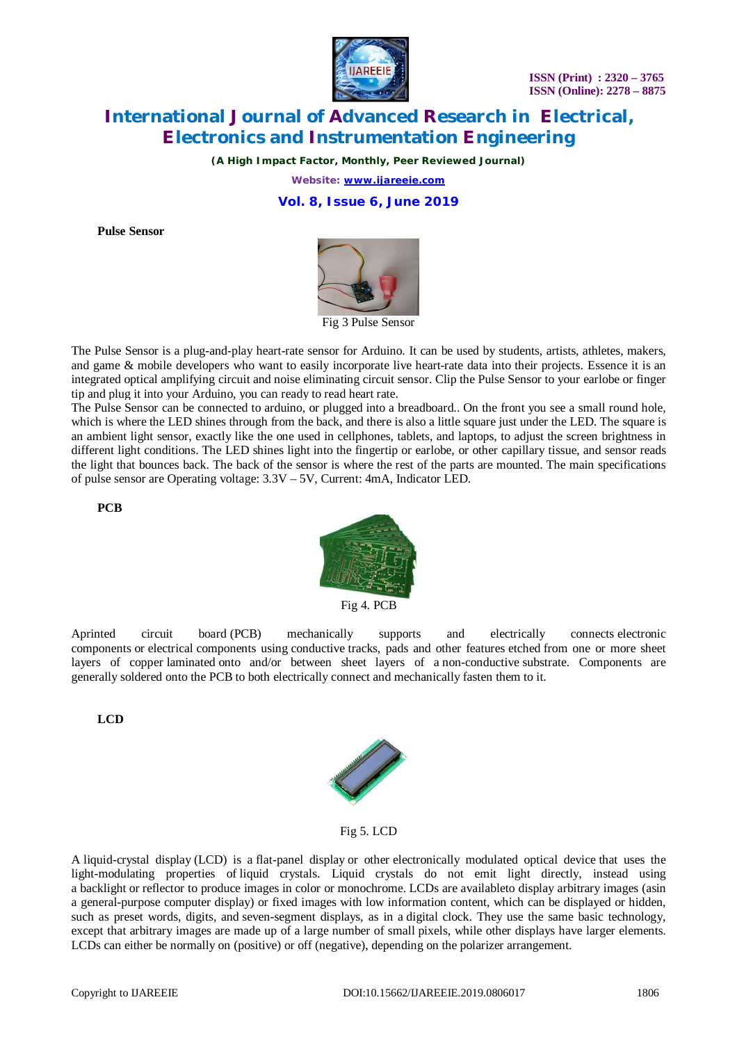**Pulse Sensor**

Fig 3 Pulse Sensor

The Pulse Sensor is a plug-and-play heart-rate sensor for Arduino. It can be used by students, artists, athletes, makers, and game & mobile developers who want to easily incorporate live heart-rate data into their projects. Essence it is an integrated optical amplifying circuit and noise eliminating circuit sensor. Clip the Pulse Sensor to your earlobe or finger tip and plug it into your Arduino, you can ready to read heart rate.

The Pulse Sensor can be connected to arduino, or plugged into a breadboard.. On the front you see a small round hole, which is where the LED shines through from the back, and there is also a little square just under the LED. The square is an ambient light sensor, exactly like the one used in cellphones, tablets, and laptops, to adjust the screen brightness in different light conditions. The LED shines light into the fingertip or earlobe, or other capillary tissue, and sensor reads the light that bounces back. The back of the sensor is where the rest of the parts are mounted. The main specifications of pulse sensor are Operating voltage: 3.3V – 5V, Current: 4mA, Indicator LED.

**PCB**

Fig 4. PCB

Aprinted circuit board (PCB) mechanically supports and electrically connects electronic components or electrical components using conductive tracks, pads and other features etched from one or more sheet layers of copper laminated onto and/or between sheet layers of a non-conductive substrate. Components are generally soldered onto the PCB to both electrically connect and mechanically fasten them to it.

**LCD**

Fig 5. LCD

A liquid-crystal display (LCD) is a flat-panel display or other electronically modulated optical device that uses the light-modulating properties of liquid crystals. Liquid crystals do not emit light directly, instead using a backlight or reflector to produce images in color or monochrome. LCDs are availableto display arbitrary images (asin a general-purpose computer display) or fixed images with low information content, which can be displayed or hidden, such as preset words, digits, and seven-segment displays, as in a digital clock. They use the same basic technology, except that arbitrary images are made up of a large number of small pixels, while other displays have larger elements. LCDs can either be normally on (positive) or off (negative), depending on the polarizer arrangement.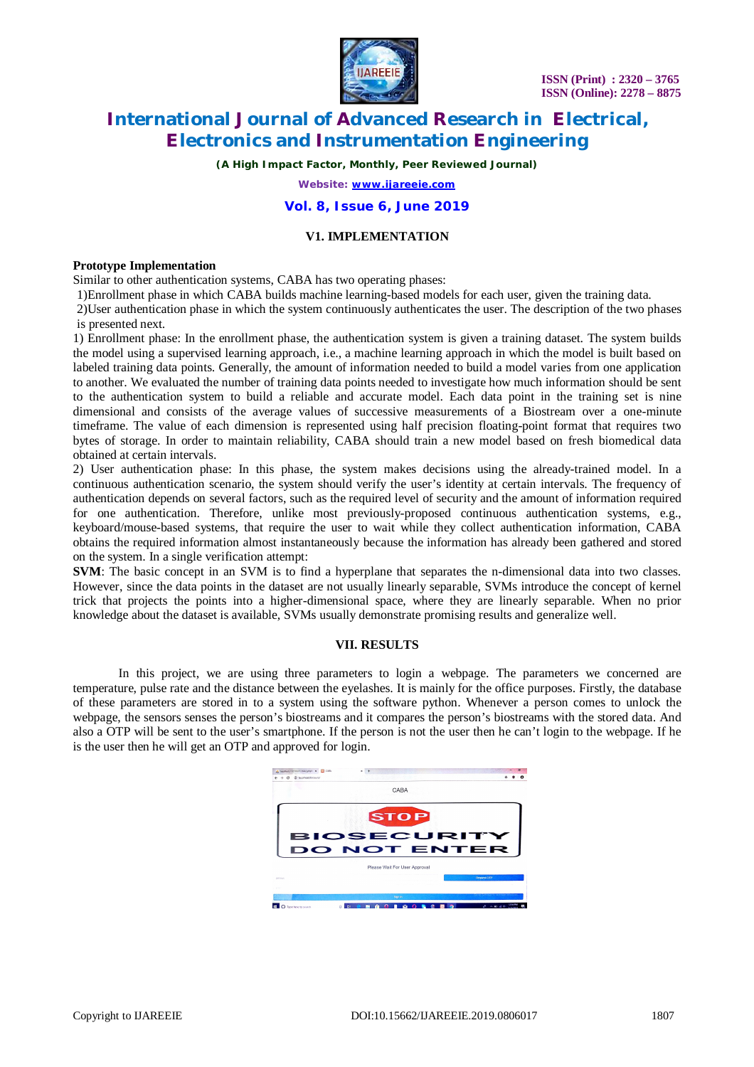## V1. IMPLEMENTATION

**Prototype Implementation**

Similar to other authentication systems, CABA has two operating phases:

1)Enrollment phase in which CABA builds machine learning-based models for each user, given the training data.

2)User authentication phase in which the system continuously authenticates the user. The description of the two phases is presented next.

1) Enrollment phase: In the enrollment phase, the authentication system is given a training dataset. The system builds the model using a supervised learning approach, i.e., a machine learning approach in which the model is built based on labeled training data points. Generally, the amount of information needed to build a model varies from one application to another. We evaluated the number of training data points needed to investigate how much information should be sent to the authentication system to build a reliable and accurate model. Each data point in the training set is nine dimensional and consists of the average values of successive measurements of a Biostream over a one-minute timeframe. The value of each dimension is represented using half precision floating-point format that requires two bytes of storage. In order to maintain reliability, CABA should train a new model based on fresh biomedical data obtained at certain intervals.

2) User authentication phase: In this phase, the system makes decisions using the already-trained model. In a continuous authentication scenario, the system should verify the user's identity at certain intervals. The frequency of authentication depends on several factors, such as the required level of security and the amount of information required for one authentication. Therefore, unlike most previously-proposed continuous authentication systems, e.g., keyboard/mouse-based systems, that require the user to wait while they collect authentication information, CABA obtains the required information almost instantaneously because the information has already been gathered and stored on the system. In a single verification attempt:

**SVM**: The basic concept in an SVM is to find a hyperplane that separates the n-dimensional data into two classes. However, since the data points in the dataset are not usually linearly separable, SVMs introduce the concept of kernel trick that projects the points into a higher-dimensional space, where they are linearly separable. When no prior knowledge about the dataset is available, SVMs usually demonstrate promising results and generalize well.

## VII. RESULTS

In this project, we are using three parameters to login a webpage. The parameters we concerned are temperature, pulse rate and the distance between the eyelashes. It is mainly for the office purposes. Firstly, the database of these parameters are stored in to a system using the software python. Whenever a person comes to unlock the webpage, the sensors senses the person's biostreams and it compares the person's biostreams with the stored data. And also a OTP will be sent to the user's smartphone. If the person is not the user then he can't login to the webpage. If he is the user then he will get an OTP and approved for login.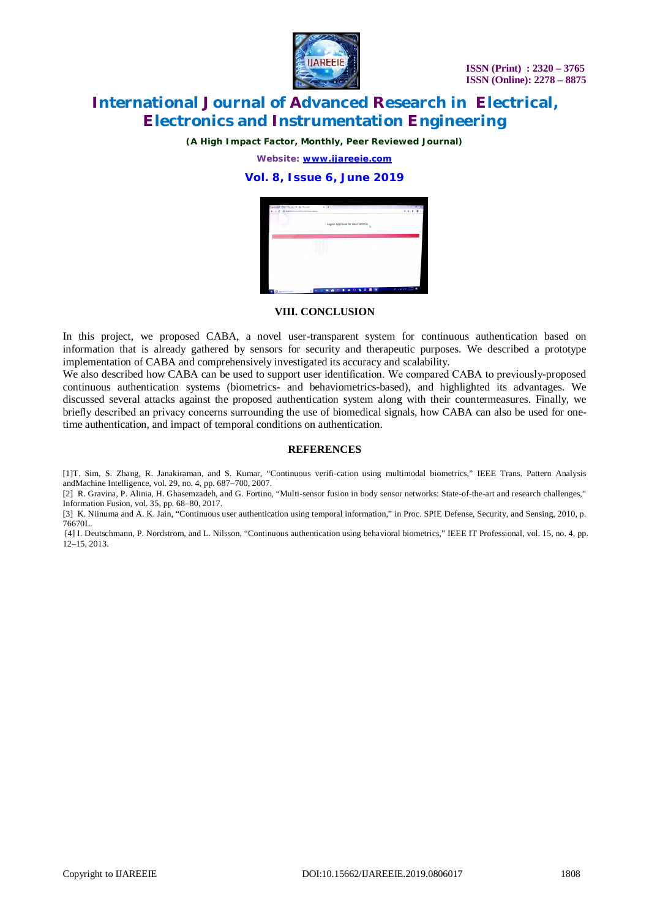### VIII. CONCLUSION

In this project, we proposed CABA, a novel user-transparent system for continuous authentication based on information that is already gathered by sensors for security and therapeutic purposes. We described a prototype implementation of CABA and comprehensively investigated its accuracy and scalability.

We also described how CABA can be used to support user identification. We compared CABA to previously-proposed continuous authentication systems (biometrics- and behaviometrics-based), and highlighted its advantages. We discussed several attacks against the proposed authentication system along with their countermeasures. Finally, we briefly described an privacy concerns surrounding the use of biomedical signals, how CABA can also be used for one-time authentication, and impact of temporal conditions on authentication.

### REFERENCES

[1]T. Sim, S. Zhang, R. Janakiraman, and S. Kumar, "Continuous verifi-cation using multimodal biometrics," IEEE Trans. Pattern Analysis andMachine Intelligence, vol. 29, no. 4, pp. 687–700, 2007.

[2] R. Gravina, P. Alinia, H. Ghasemzadeh, and G. Fortino, "Multi-sensor fusion in body sensor networks: State-of-the-art and research challenges," Information Fusion, vol. 35, pp. 68–80, 2017.

[3] K. Niinuma and A. K. Jain, "Continuous user authentication using temporal information," in Proc. SPIE Defense, Security, and Sensing, 2010, p. 76670L.

[4] I. Deutschmann, P. Nordstrom, and L. Nilsson, "Continuous authentication using behavioral biometrics," IEEE IT Professional, vol. 15, no. 4, pp. 12–15, 2013.